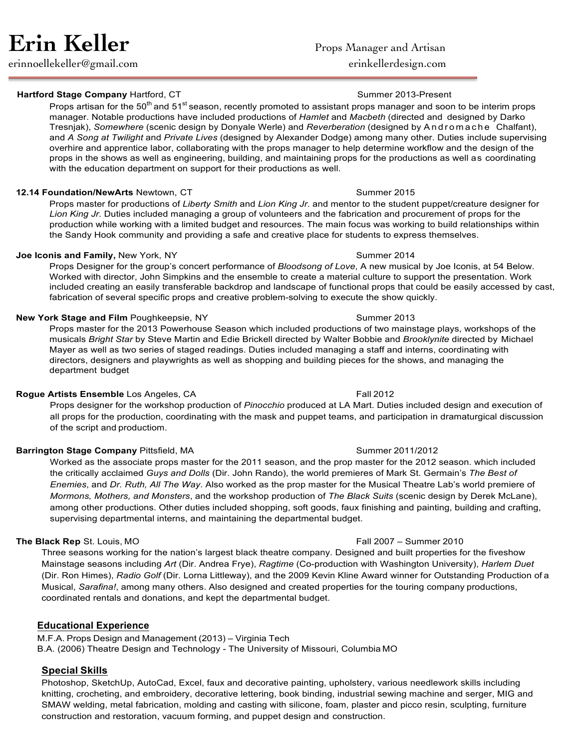# Erin Keller

Props Manager and Artisan

erinnoellekeller@gmail.com — erinkellerdesign.com

**Hartford Stage Company** Hartford, CT — Summer 2013-Present

Props artisan for the 50th and 51st season, recently promoted to assistant props manager and soon to be interim props manager. Notable productions have included productions of *Hamlet* and *Macbeth* (directed and designed by Darko Tresnjak), *Somewhere* (scenic design by Donyale Werle) and *Reverberation* (designed by Andromache Chalfant), and *A Song at Twilight* and *Private Lives* (designed by Alexander Dodge) among many other. Duties include supervising overhire and apprentice labor, collaborating with the props manager to help determine workflow and the design of the props in the shows as well as engineering, building, and maintaining props for the productions as well as coordinating with the education department on support for their productions as well.

**12.14 Foundation/NewArts** Newtown, CT — Summer 2015

Props master for productions of *Liberty Smith* and *Lion King Jr*. and mentor to the student puppet/creature designer for *Lion King Jr*. Duties included managing a group of volunteers and the fabrication and procurement of props for the production while working with a limited budget and resources. The main focus was working to build relationships within the Sandy Hook community and providing a safe and creative place for students to express themselves.

**Joe Iconis and Family,** New York, NY — Summer 2014

Props Designer for the group's concert performance of *Bloodsong of Love*, A new musical by Joe Iconis, at 54 Below. Worked with director, John Simpkins and the ensemble to create a material culture to support the presentation. Work included creating an easily transferable backdrop and landscape of functional props that could be easily accessed by cast, fabrication of several specific props and creative problem-solving to execute the show quickly.

**New York Stage and Film** Poughkeepsie, NY — Summer 2013

Props master for the 2013 Powerhouse Season which included productions of two mainstage plays, workshops of the musicals *Bright Star* by Steve Martin and Edie Brickell directed by Walter Bobbie and *Brooklynite* directed by Michael Mayer as well as two series of staged readings. Duties included managing a staff and interns, coordinating with directors, designers and playwrights as well as shopping and building pieces for the shows, and managing the department budget

**Rogue Artists Ensemble** Los Angeles, CA — Fall 2012

Props designer for the workshop production of *Pinocchio* produced at LA Mart. Duties included design and execution of all props for the production, coordinating with the mask and puppet teams, and participation in dramaturgical discussion of the script and productiom.

**Barrington Stage Company** Pittsfield, MA — Summer 2011/2012

Worked as the associate props master for the 2011 season, and the prop master for the 2012 season. which included the critically acclaimed *Guys and Dolls* (Dir. John Rando), the world premieres of Mark St. Germain's *The Best of Enemies*, and *Dr. Ruth, All The Way*. Also worked as the prop master for the Musical Theatre Lab's world premiere of *Mormons, Mothers, and Monsters*, and the workshop production of *The Black Suits* (scenic design by Derek McLane), among other productions. Other duties included shopping, soft goods, faux finishing and painting, building and crafting, supervising departmental interns, and maintaining the departmental budget.

**The Black Rep** St. Louis, MO — Fall 2007 – Summer 2010

Three seasons working for the nation's largest black theatre company. Designed and built properties for the fiveshow Mainstage seasons including *Art* (Dir. Andrea Frye), *Ragtime* (Co-production with Washington University), *Harlem Duet* (Dir. Ron Himes), *Radio Golf* (Dir. Lorna Littleway), and the 2009 Kevin Kline Award winner for Outstanding Production of a Musical, *Sarafina!*, among many others. Also designed and created properties for the touring company productions, coordinated rentals and donations, and kept the departmental budget.

## Educational Experience

M.F.A. Props Design and Management (2013) – Virginia Tech
B.A. (2006) Theatre Design and Technology - The University of Missouri, Columbia MO

## Special Skills

Photoshop, SketchUp, AutoCad, Excel, faux and decorative painting, upholstery, various needlework skills including knitting, crocheting, and embroidery, decorative lettering, book binding, industrial sewing machine and serger, MIG and SMAW welding, metal fabrication, molding and casting with silicone, foam, plaster and picco resin, sculpting, furniture construction and restoration, vacuum forming, and puppet design and construction.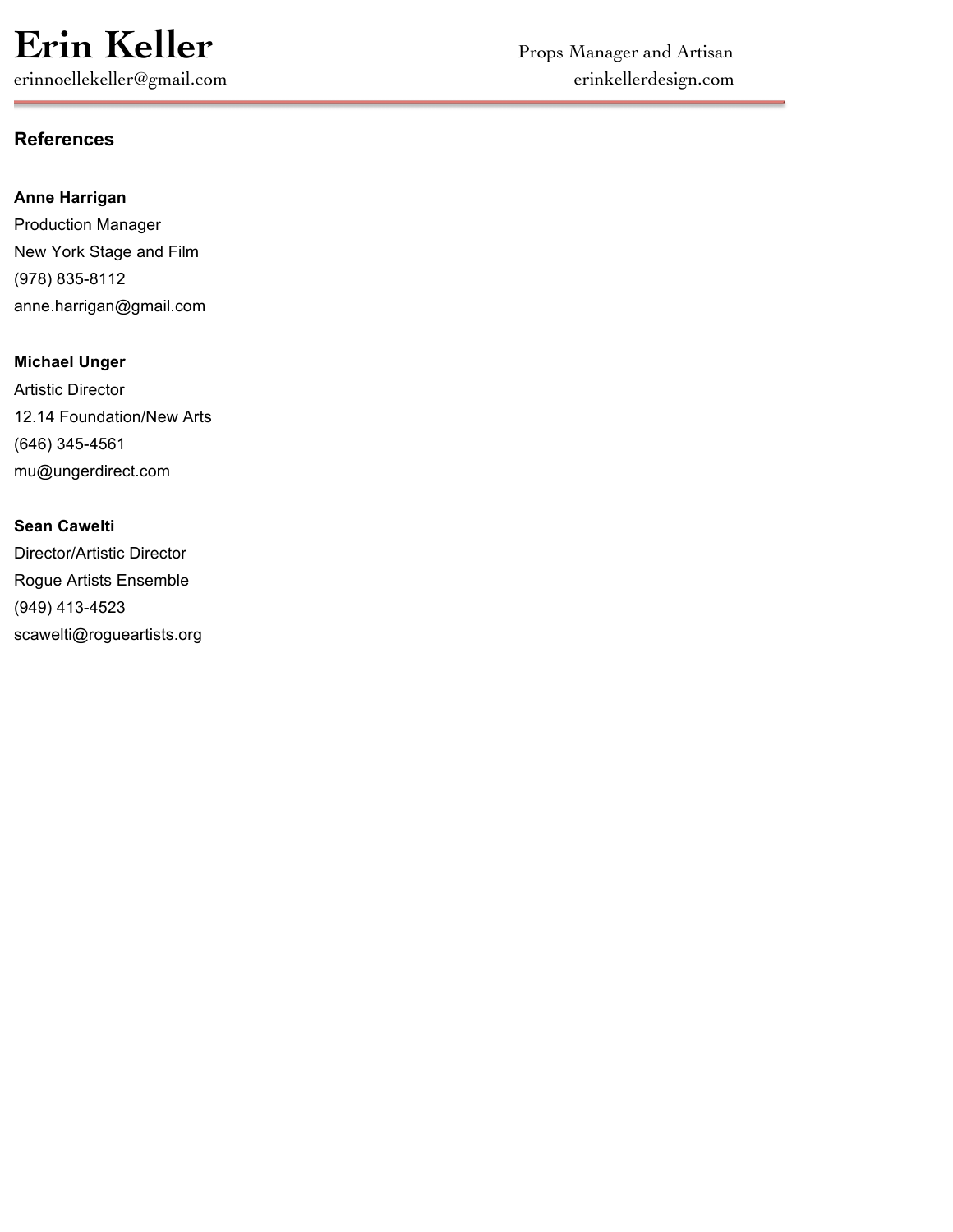# Erin Keller

erinnoellekeller@gmail.com

Props Manager and Artisan

erinkellerdesign.com

## References

**Anne Harrigan**
Production Manager
New York Stage and Film
(978) 835-8112
anne.harrigan@gmail.com

**Michael Unger**
Artistic Director
12.14 Foundation/New Arts
(646) 345-4561
mu@ungerdirect.com

**Sean Cawelti**
Director/Artistic Director
Rogue Artists Ensemble
(949) 413-4523
scawelti@rogueartists.org